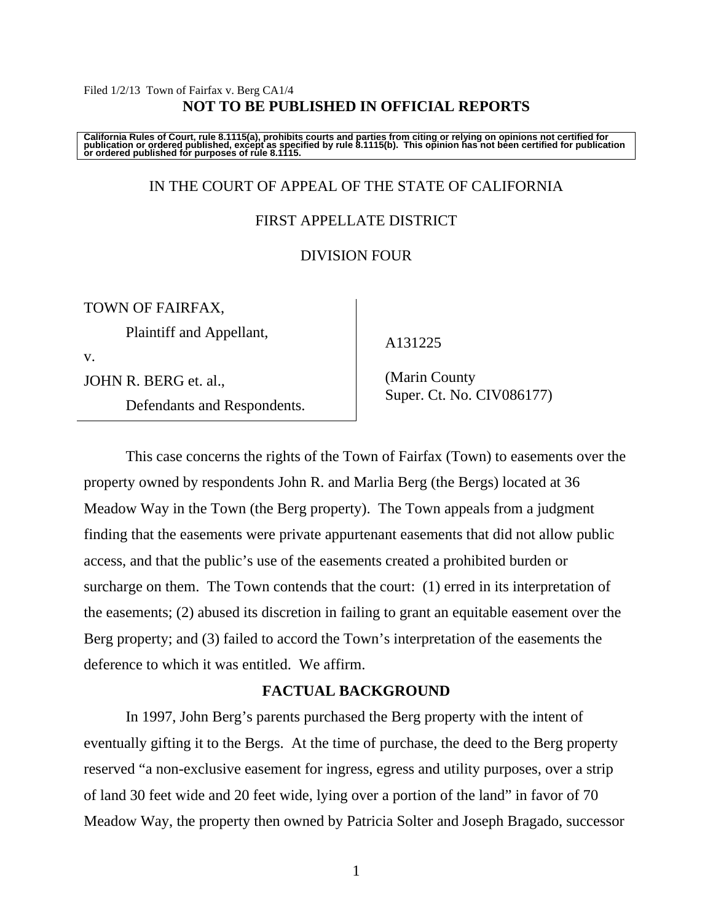Filed 1/2/13 Town of Fairfax v. Berg CA1/4

**NOT TO BE PUBLISHED IN OFFICIAL REPORTS**

**California Rules of Court, rule 8.1115(a), prohibits courts and parties from citing or relying on opinions not certified for publication or ordered published, except as specified by rule 8.1115(b). This opinion has not been certified for publication or ordered published for purposes of rule 8.1115.**

IN THE COURT OF APPEAL OF THE STATE OF CALIFORNIA

FIRST APPELLATE DISTRICT

DIVISION FOUR

TOWN OF FAIRFAX,

Plaintiff and Appellant,

v.

JOHN R. BERG et. al.,

Defendants and Respondents.

A131225

(Marin County Super. Ct. No. CIV086177)

This case concerns the rights of the Town of Fairfax (Town) to easements over the property owned by respondents John R. and Marlia Berg (the Bergs) located at 36 Meadow Way in the Town (the Berg property). The Town appeals from a judgment finding that the easements were private appurtenant easements that did not allow public access, and that the public's use of the easements created a prohibited burden or surcharge on them. The Town contends that the court: (1) erred in its interpretation of the easements; (2) abused its discretion in failing to grant an equitable easement over the Berg property; and (3) failed to accord the Town's interpretation of the easements the deference to which it was entitled. We affirm.

## FACTUAL BACKGROUND

In 1997, John Berg's parents purchased the Berg property with the intent of eventually gifting it to the Bergs. At the time of purchase, the deed to the Berg property reserved "a non-exclusive easement for ingress, egress and utility purposes, over a strip of land 30 feet wide and 20 feet wide, lying over a portion of the land" in favor of 70 Meadow Way, the property then owned by Patricia Solter and Joseph Bragado, successor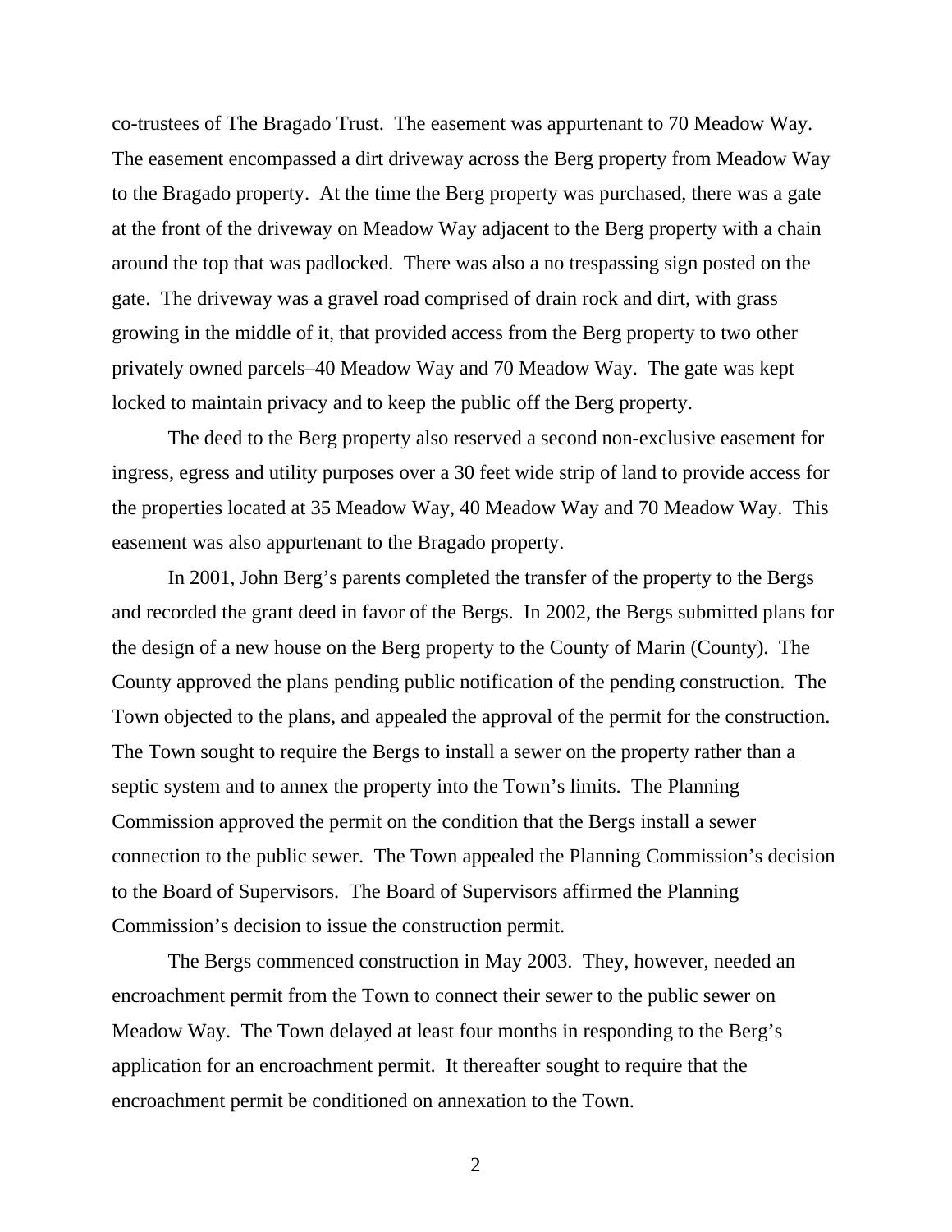co-trustees of The Bragado Trust. The easement was appurtenant to 70 Meadow Way. The easement encompassed a dirt driveway across the Berg property from Meadow Way to the Bragado property. At the time the Berg property was purchased, there was a gate at the front of the driveway on Meadow Way adjacent to the Berg property with a chain around the top that was padlocked. There was also a no trespassing sign posted on the gate. The driveway was a gravel road comprised of drain rock and dirt, with grass growing in the middle of it, that provided access from the Berg property to two other privately owned parcels–40 Meadow Way and 70 Meadow Way. The gate was kept locked to maintain privacy and to keep the public off the Berg property.

The deed to the Berg property also reserved a second non-exclusive easement for ingress, egress and utility purposes over a 30 feet wide strip of land to provide access for the properties located at 35 Meadow Way, 40 Meadow Way and 70 Meadow Way. This easement was also appurtenant to the Bragado property.

In 2001, John Berg's parents completed the transfer of the property to the Bergs and recorded the grant deed in favor of the Bergs. In 2002, the Bergs submitted plans for the design of a new house on the Berg property to the County of Marin (County). The County approved the plans pending public notification of the pending construction. The Town objected to the plans, and appealed the approval of the permit for the construction. The Town sought to require the Bergs to install a sewer on the property rather than a septic system and to annex the property into the Town's limits. The Planning Commission approved the permit on the condition that the Bergs install a sewer connection to the public sewer. The Town appealed the Planning Commission's decision to the Board of Supervisors. The Board of Supervisors affirmed the Planning Commission's decision to issue the construction permit.

The Bergs commenced construction in May 2003. They, however, needed an encroachment permit from the Town to connect their sewer to the public sewer on Meadow Way. The Town delayed at least four months in responding to the Berg's application for an encroachment permit. It thereafter sought to require that the encroachment permit be conditioned on annexation to the Town.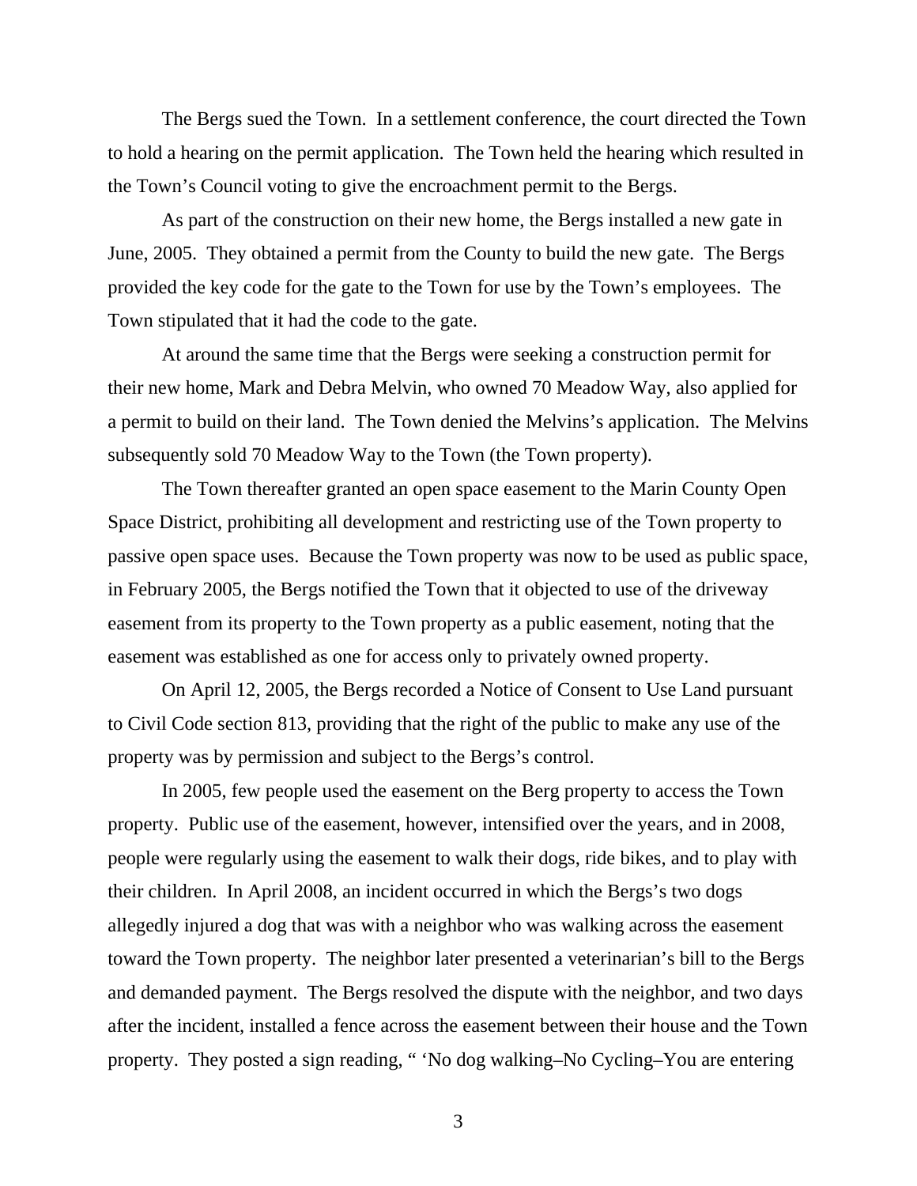The Bergs sued the Town. In a settlement conference, the court directed the Town to hold a hearing on the permit application. The Town held the hearing which resulted in the Town's Council voting to give the encroachment permit to the Bergs.

As part of the construction on their new home, the Bergs installed a new gate in June, 2005. They obtained a permit from the County to build the new gate. The Bergs provided the key code for the gate to the Town for use by the Town's employees. The Town stipulated that it had the code to the gate.

At around the same time that the Bergs were seeking a construction permit for their new home, Mark and Debra Melvin, who owned 70 Meadow Way, also applied for a permit to build on their land. The Town denied the Melvins's application. The Melvins subsequently sold 70 Meadow Way to the Town (the Town property).

The Town thereafter granted an open space easement to the Marin County Open Space District, prohibiting all development and restricting use of the Town property to passive open space uses. Because the Town property was now to be used as public space, in February 2005, the Bergs notified the Town that it objected to use of the driveway easement from its property to the Town property as a public easement, noting that the easement was established as one for access only to privately owned property.

On April 12, 2005, the Bergs recorded a Notice of Consent to Use Land pursuant to Civil Code section 813, providing that the right of the public to make any use of the property was by permission and subject to the Bergs's control.

In 2005, few people used the easement on the Berg property to access the Town property. Public use of the easement, however, intensified over the years, and in 2008, people were regularly using the easement to walk their dogs, ride bikes, and to play with their children. In April 2008, an incident occurred in which the Bergs's two dogs allegedly injured a dog that was with a neighbor who was walking across the easement toward the Town property. The neighbor later presented a veterinarian's bill to the Bergs and demanded payment. The Bergs resolved the dispute with the neighbor, and two days after the incident, installed a fence across the easement between their house and the Town property. They posted a sign reading, " 'No dog walking–No Cycling–You are entering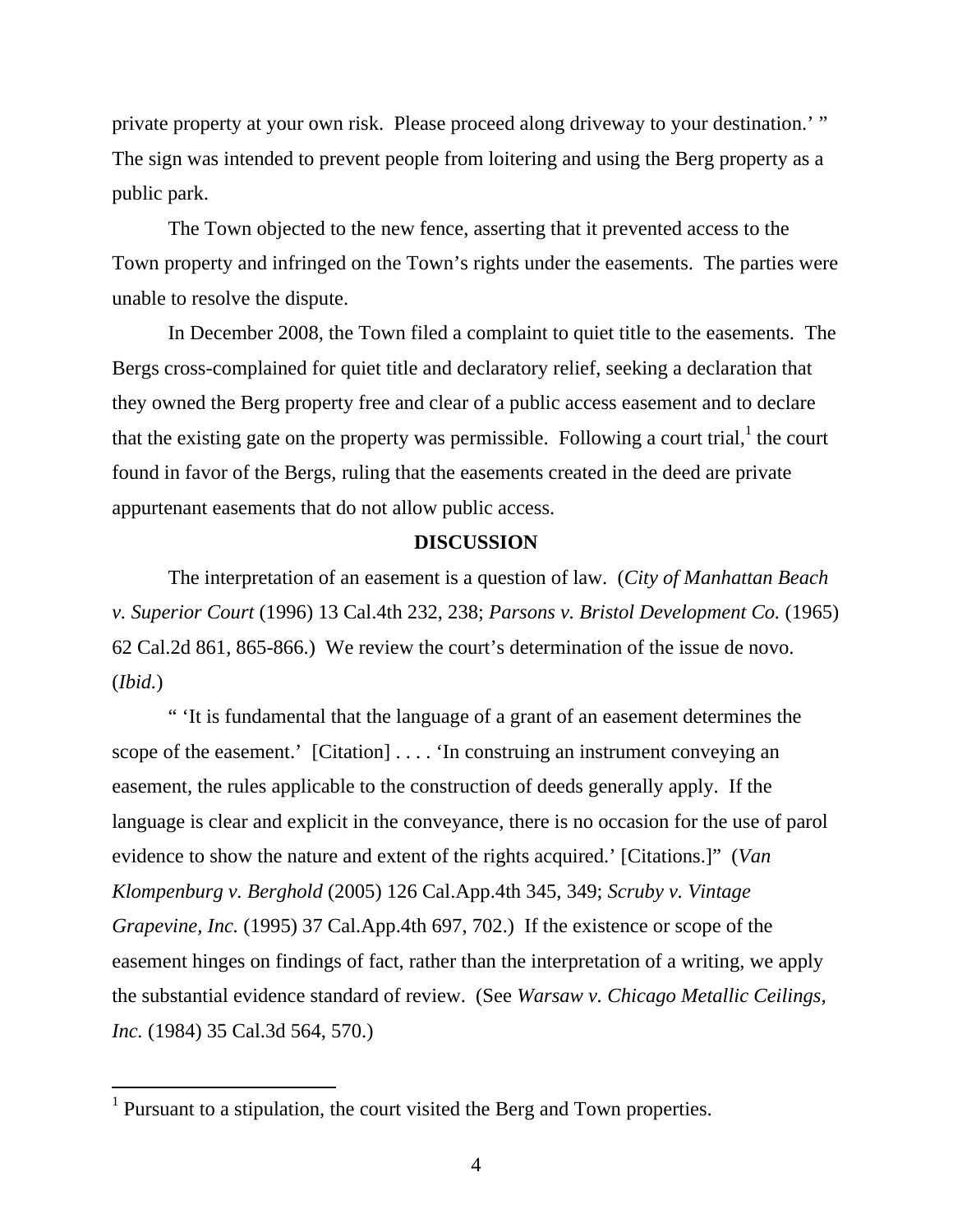private property at your own risk. Please proceed along driveway to your destination.' " The sign was intended to prevent people from loitering and using the Berg property as a public park.

The Town objected to the new fence, asserting that it prevented access to the Town property and infringed on the Town's rights under the easements. The parties were unable to resolve the dispute.

In December 2008, the Town filed a complaint to quiet title to the easements. The Bergs cross-complained for quiet title and declaratory relief, seeking a declaration that they owned the Berg property free and clear of a public access easement and to declare that the existing gate on the property was permissible. Following a court trial,[1] the court found in favor of the Bergs, ruling that the easements created in the deed are private appurtenant easements that do not allow public access.

**DISCUSSION**

The interpretation of an easement is a question of law. (*City of Manhattan Beach v. Superior Court* (1996) 13 Cal.4th 232, 238; *Parsons v. Bristol Development Co.* (1965) 62 Cal.2d 861, 865-866.) We review the court's determination of the issue de novo. (*Ibid.*)

" 'It is fundamental that the language of a grant of an easement determines the scope of the easement.' [Citation] . . . . 'In construing an instrument conveying an easement, the rules applicable to the construction of deeds generally apply. If the language is clear and explicit in the conveyance, there is no occasion for the use of parol evidence to show the nature and extent of the rights acquired.' [Citations.]" (*Van Klompenburg v. Berghold* (2005) 126 Cal.App.4th 345, 349; *Scruby v. Vintage Grapevine, Inc.* (1995) 37 Cal.App.4th 697, 702.) If the existence or scope of the easement hinges on findings of fact, rather than the interpretation of a writing, we apply the substantial evidence standard of review. (See *Warsaw v. Chicago Metallic Ceilings, Inc.* (1984) 35 Cal.3d 564, 570.)

---

[1] Pursuant to a stipulation, the court visited the Berg and Town properties.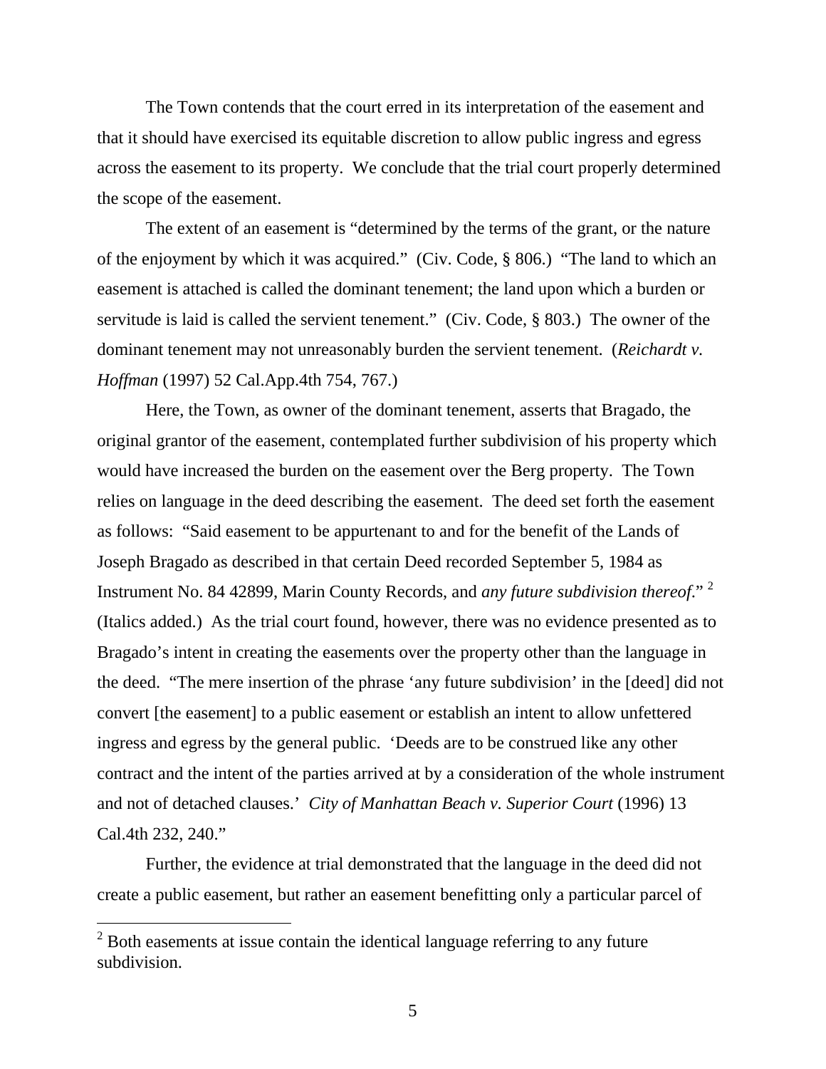The Town contends that the court erred in its interpretation of the easement and that it should have exercised its equitable discretion to allow public ingress and egress across the easement to its property. We conclude that the trial court properly determined the scope of the easement.

The extent of an easement is "determined by the terms of the grant, or the nature of the enjoyment by which it was acquired." (Civ. Code, § 806.) "The land to which an easement is attached is called the dominant tenement; the land upon which a burden or servitude is laid is called the servient tenement." (Civ. Code, § 803.) The owner of the dominant tenement may not unreasonably burden the servient tenement. (*Reichardt v. Hoffman* (1997) 52 Cal.App.4th 754, 767.)

Here, the Town, as owner of the dominant tenement, asserts that Bragado, the original grantor of the easement, contemplated further subdivision of his property which would have increased the burden on the easement over the Berg property. The Town relies on language in the deed describing the easement. The deed set forth the easement as follows: "Said easement to be appurtenant to and for the benefit of the Lands of Joseph Bragado as described in that certain Deed recorded September 5, 1984 as Instrument No. 84 42899, Marin County Records, and *any future subdivision thereof*." [2] (Italics added.) As the trial court found, however, there was no evidence presented as to Bragado's intent in creating the easements over the property other than the language in the deed. "The mere insertion of the phrase 'any future subdivision' in the [deed] did not convert [the easement] to a public easement or establish an intent to allow unfettered ingress and egress by the general public. 'Deeds are to be construed like any other contract and the intent of the parties arrived at by a consideration of the whole instrument and not of detached clauses.' *City of Manhattan Beach v. Superior Court* (1996) 13 Cal.4th 232, 240."

Further, the evidence at trial demonstrated that the language in the deed did not create a public easement, but rather an easement benefitting only a particular parcel of

---

[2] Both easements at issue contain the identical language referring to any future subdivision.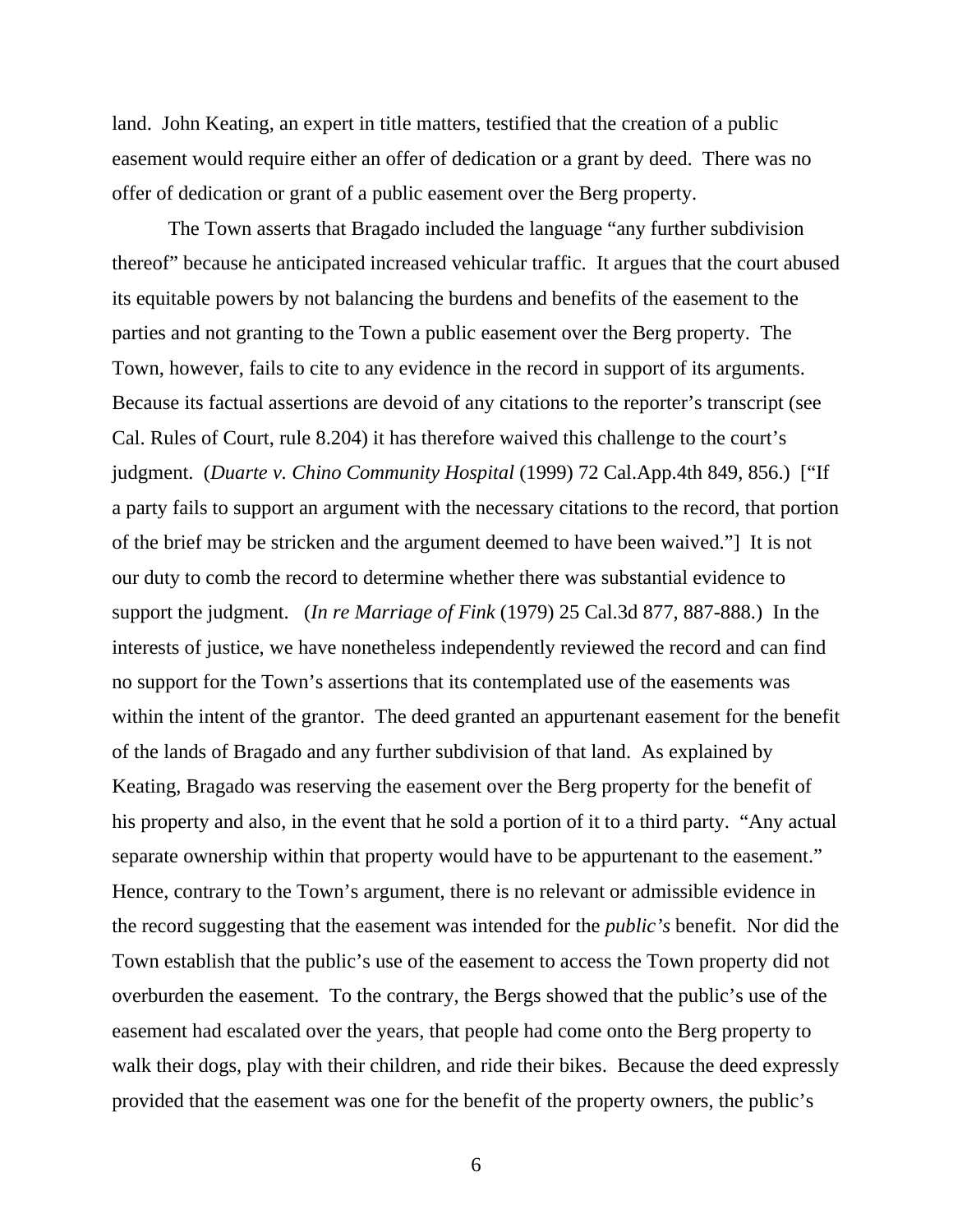land. John Keating, an expert in title matters, testified that the creation of a public easement would require either an offer of dedication or a grant by deed. There was no offer of dedication or grant of a public easement over the Berg property.

The Town asserts that Bragado included the language "any further subdivision thereof" because he anticipated increased vehicular traffic. It argues that the court abused its equitable powers by not balancing the burdens and benefits of the easement to the parties and not granting to the Town a public easement over the Berg property. The Town, however, fails to cite to any evidence in the record in support of its arguments. Because its factual assertions are devoid of any citations to the reporter's transcript (see Cal. Rules of Court, rule 8.204) it has therefore waived this challenge to the court's judgment. (*Duarte v. Chino Community Hospital* (1999) 72 Cal.App.4th 849, 856.) ["If a party fails to support an argument with the necessary citations to the record, that portion of the brief may be stricken and the argument deemed to have been waived."] It is not our duty to comb the record to determine whether there was substantial evidence to support the judgment. (*In re Marriage of Fink* (1979) 25 Cal.3d 877, 887-888.) In the interests of justice, we have nonetheless independently reviewed the record and can find no support for the Town's assertions that its contemplated use of the easements was within the intent of the grantor. The deed granted an appurtenant easement for the benefit of the lands of Bragado and any further subdivision of that land. As explained by Keating, Bragado was reserving the easement over the Berg property for the benefit of his property and also, in the event that he sold a portion of it to a third party. "Any actual separate ownership within that property would have to be appurtenant to the easement." Hence, contrary to the Town's argument, there is no relevant or admissible evidence in the record suggesting that the easement was intended for the *public's* benefit. Nor did the Town establish that the public's use of the easement to access the Town property did not overburden the easement. To the contrary, the Bergs showed that the public's use of the easement had escalated over the years, that people had come onto the Berg property to walk their dogs, play with their children, and ride their bikes. Because the deed expressly provided that the easement was one for the benefit of the property owners, the public's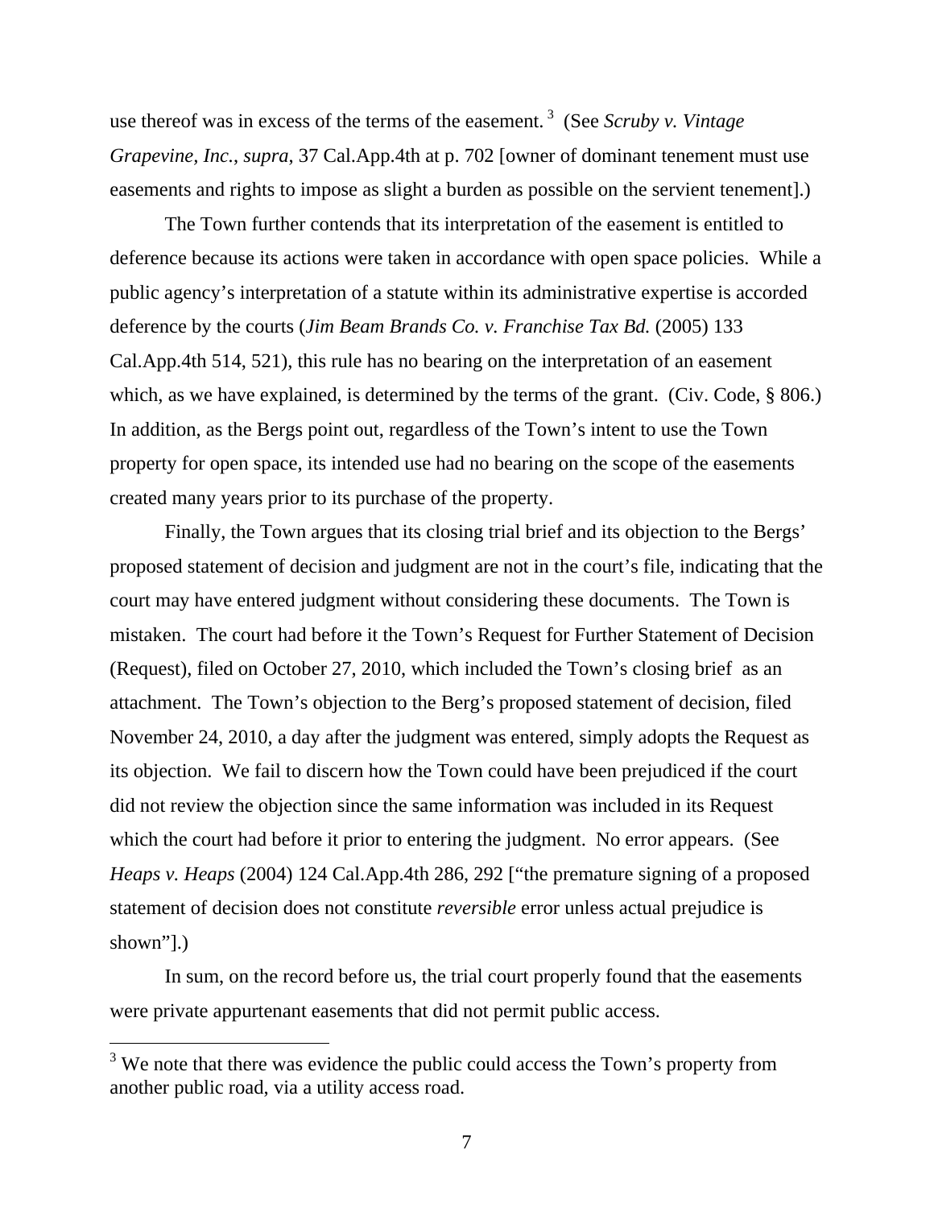use thereof was in excess of the terms of the easement.[3] (See *Scruby v. Vintage Grapevine, Inc.*, *supra*, 37 Cal.App.4th at p. 702 [owner of dominant tenement must use easements and rights to impose as slight a burden as possible on the servient tenement].)

The Town further contends that its interpretation of the easement is entitled to deference because its actions were taken in accordance with open space policies. While a public agency's interpretation of a statute within its administrative expertise is accorded deference by the courts (*Jim Beam Brands Co. v. Franchise Tax Bd.* (2005) 133 Cal.App.4th 514, 521), this rule has no bearing on the interpretation of an easement which, as we have explained, is determined by the terms of the grant. (Civ. Code, § 806.) In addition, as the Bergs point out, regardless of the Town's intent to use the Town property for open space, its intended use had no bearing on the scope of the easements created many years prior to its purchase of the property.

Finally, the Town argues that its closing trial brief and its objection to the Bergs' proposed statement of decision and judgment are not in the court's file, indicating that the court may have entered judgment without considering these documents. The Town is mistaken. The court had before it the Town's Request for Further Statement of Decision (Request), filed on October 27, 2010, which included the Town's closing brief as an attachment. The Town's objection to the Berg's proposed statement of decision, filed November 24, 2010, a day after the judgment was entered, simply adopts the Request as its objection. We fail to discern how the Town could have been prejudiced if the court did not review the objection since the same information was included in its Request which the court had before it prior to entering the judgment. No error appears. (See *Heaps v. Heaps* (2004) 124 Cal.App.4th 286, 292 ["the premature signing of a proposed statement of decision does not constitute *reversible* error unless actual prejudice is shown"].)

In sum, on the record before us, the trial court properly found that the easements were private appurtenant easements that did not permit public access.

---

[3] We note that there was evidence the public could access the Town's property from another public road, via a utility access road.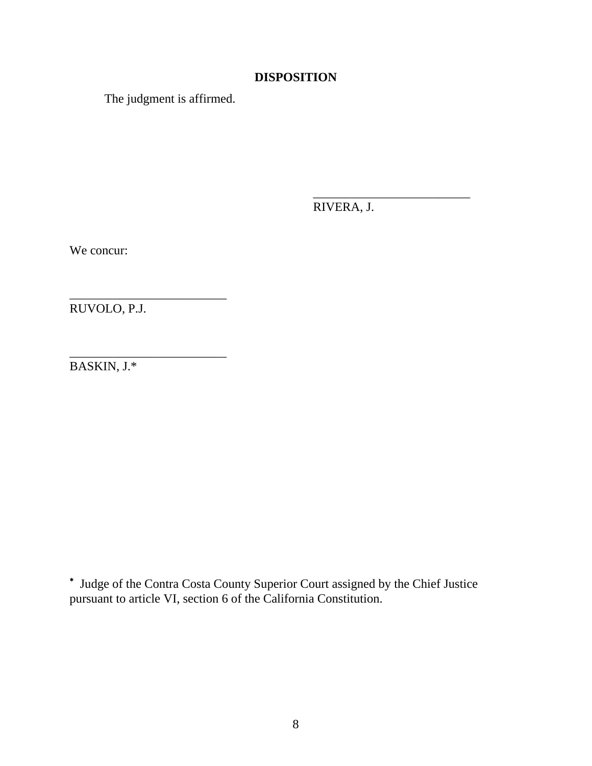## DISPOSITION

The judgment is affirmed.

\_\_\_\_\_\_\_\_\_\_\_\_\_\_\_\_\_\_\_\_\_\_\_\_\_
RIVERA, J.

We concur:

\_\_\_\_\_\_\_\_\_\_\_\_\_\_\_\_\_\_\_\_\_\_\_\_\_
RUVOLO, P.J.

\_\_\_\_\_\_\_\_\_\_\_\_\_\_\_\_\_\_\_\_\_\_\_\_\_
BASKIN, J.*

* Judge of the Contra Costa County Superior Court assigned by the Chief Justice pursuant to article VI, section 6 of the California Constitution.